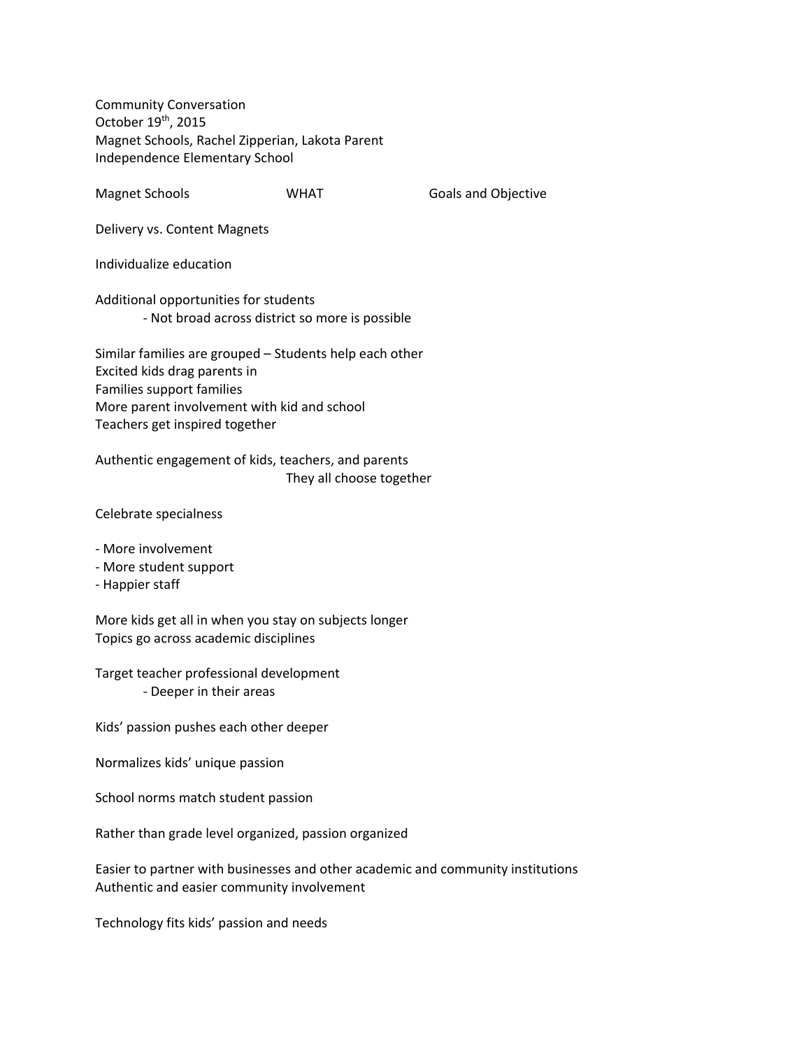Community Conversation
October 19th, 2015
Magnet Schools, Rachel Zipperian, Lakota Parent
Independence Elementary School

Magnet Schools WHAT Goals and Objective

Delivery vs. Content Magnets

Individualize education

Additional opportunities for students
- Not broad across district so more is possible

Similar families are grouped – Students help each other
Excited kids drag parents in
Families support families
More parent involvement with kid and school
Teachers get inspired together

Authentic engagement of kids, teachers, and parents
They all choose together

Celebrate specialness

- More involvement
- More student support
- Happier staff

More kids get all in when you stay on subjects longer
Topics go across academic disciplines

Target teacher professional development
- Deeper in their areas

Kids' passion pushes each other deeper

Normalizes kids' unique passion

School norms match student passion

Rather than grade level organized, passion organized

Easier to partner with businesses and other academic and community institutions
Authentic and easier community involvement

Technology fits kids' passion and needs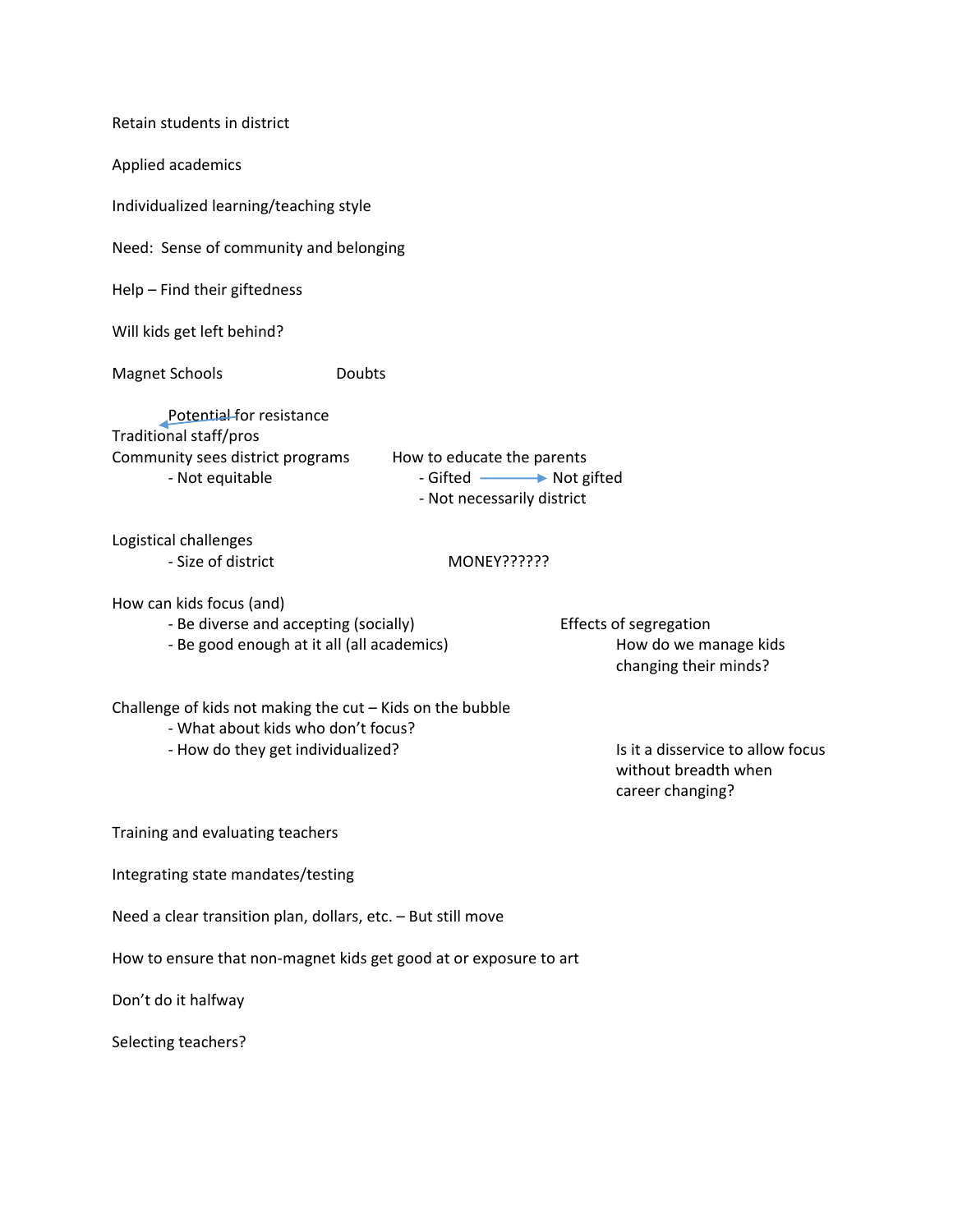Retain students in district

Applied academics

Individualized learning/teaching style

Need: Sense of community and belonging

Help – Find their giftedness

Will kids get left behind?

Magnet Schools

Doubts

Potential for resistance

Traditional staff/pros

Community sees district programs

- Not equitable

How to educate the parents

- Gifted → Not gifted
- Not necessarily district

Logistical challenges

- Size of district

MONEY??????

How can kids focus (and)

- Be diverse and accepting (socially)
- Be good enough at it all (all academics)

Effects of segregation

How do we manage kids changing their minds?

Challenge of kids not making the cut – Kids on the bubble

- What about kids who don't focus?
- How do they get individualized?

Is it a disservice to allow focus without breadth when career changing?

Training and evaluating teachers

Integrating state mandates/testing

Need a clear transition plan, dollars, etc. – But still move

How to ensure that non-magnet kids get good at or exposure to art

Don't do it halfway

Selecting teachers?